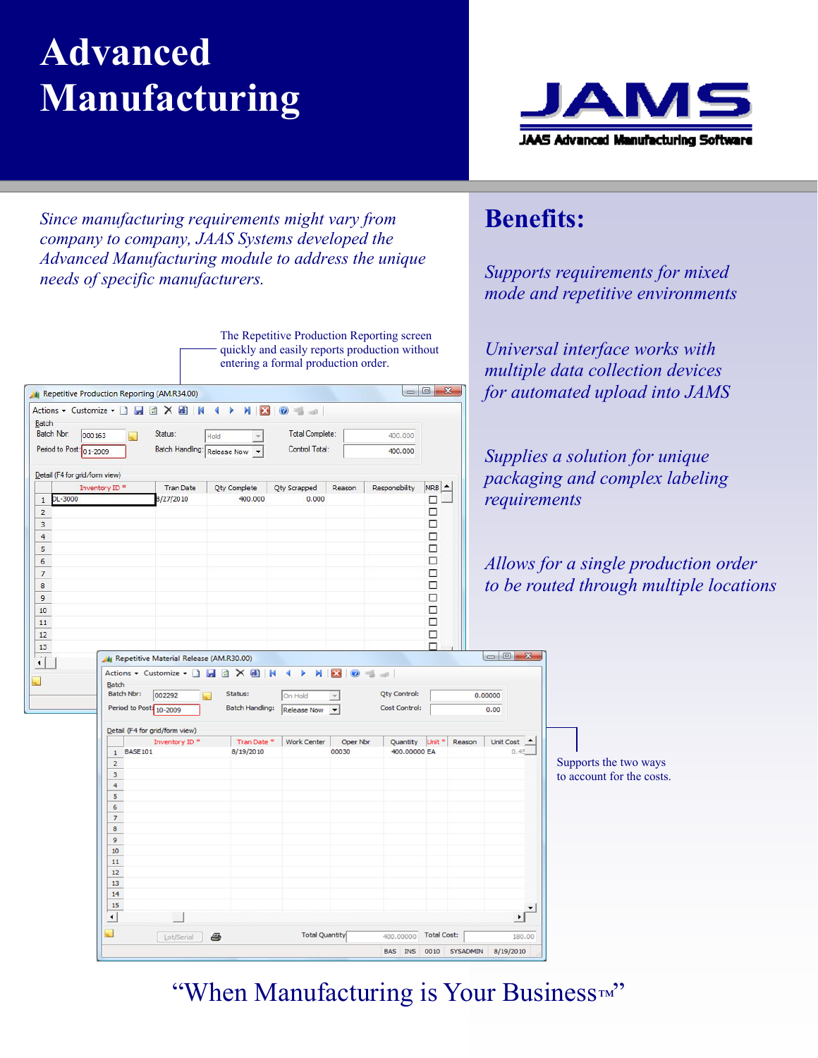# Advanced Manufacturing

JAMS

JAAS Advanced Manufacturing Software

*Since manufacturing requirements might vary from company to company, JAAS Systems developed the Advanced Manufacturing module to address the unique needs of specific manufacturers.*

The Repetitive Production Reporting screen quickly and easily reports production without entering a formal production order.

Supports the two ways to account for the costs.

## Benefits:

*Supports requirements for mixed mode and repetitive environments*

*Universal interface works with multiple data collection devices for automated upload into JAMS*

*Supplies a solution for unique packaging and complex labeling requirements*

*Allows for a single production order to be routed through multiple locations*

"When Manufacturing is Your Business™"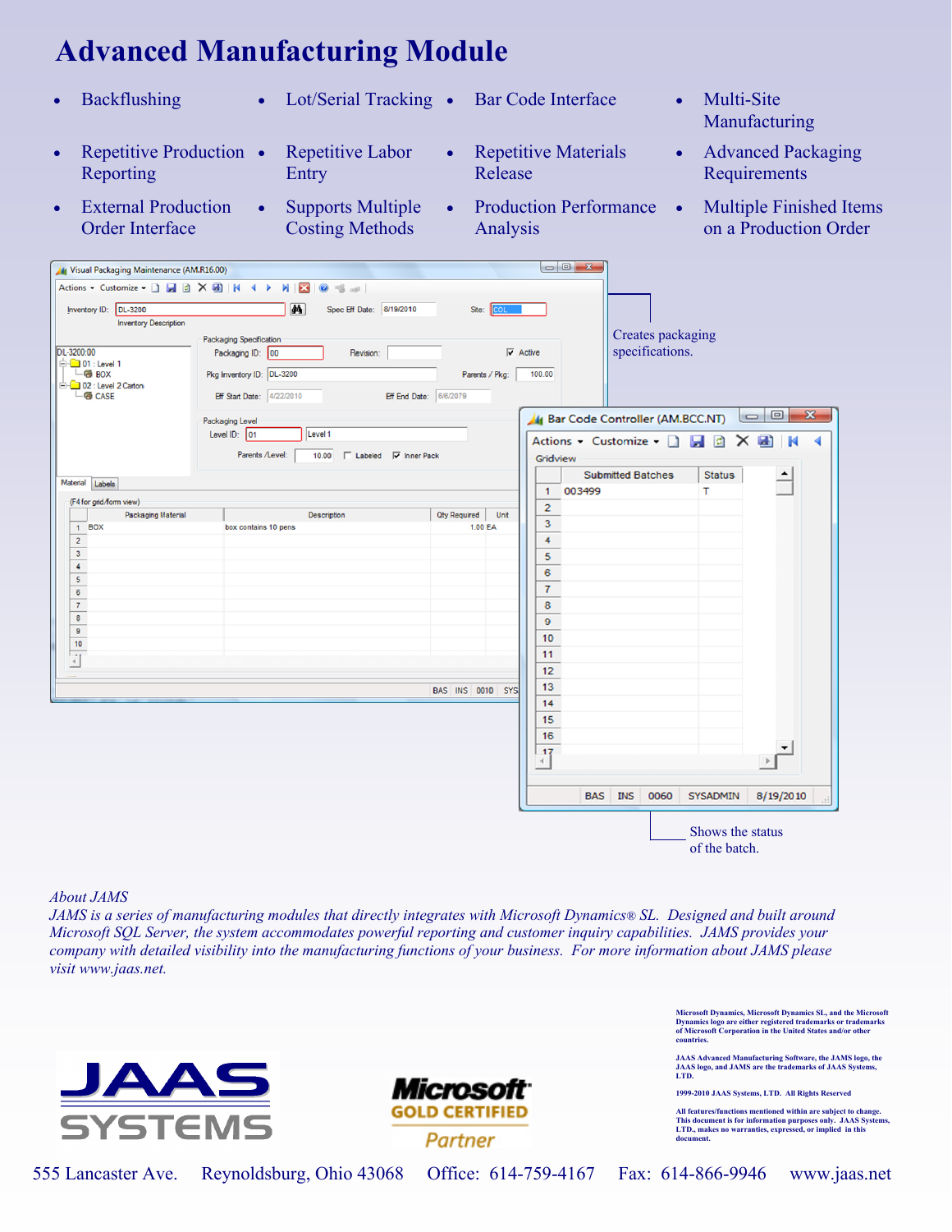# Advanced Manufacturing Module

- Backflushing
- Lot/Serial Tracking
- Bar Code Interface
- Multi-Site Manufacturing
- Repetitive Production Reporting
- Repetitive Labor Entry
- Repetitive Materials Release
- Advanced Packaging Requirements
- External Production Order Interface
- Supports Multiple Costing Methods
- Production Performance Analysis
- Multiple Finished Items on a Production Order

Creates packaging specifications.

Shows the status of the batch.

*About JAMS*
*JAMS is a series of manufacturing modules that directly integrates with Microsoft Dynamics® SL. Designed and built around Microsoft SQL Server, the system accommodates powerful reporting and customer inquiry capabilities. JAMS provides your company with detailed visibility into the manufacturing functions of your business. For more information about JAMS please visit www.jaas.net.*

**Microsoft Dynamics, Microsoft Dynamics SL, and the Microsoft Dynamics logo are either registered trademarks or trademarks of Microsoft Corporation in the United States and/or other countries.**

**JAAS Advanced Manufacturing Software, the JAMS logo, the JAAS logo, and JAMS are the trademarks of JAAS Systems, LTD.**

**1999-2010 JAAS Systems, LTD. All Rights Reserved**

**All features/functions mentioned within are subject to change. This document is for information purposes only. JAAS Systems, LTD., makes no warranties, expressed, or implied in this document.**

JAAS SYSTEMS

Microsoft GOLD CERTIFIED Partner

555 Lancaster Ave. Reynoldsburg, Ohio 43068 Office: 614-759-4167 Fax: 614-866-9946 www.jaas.net